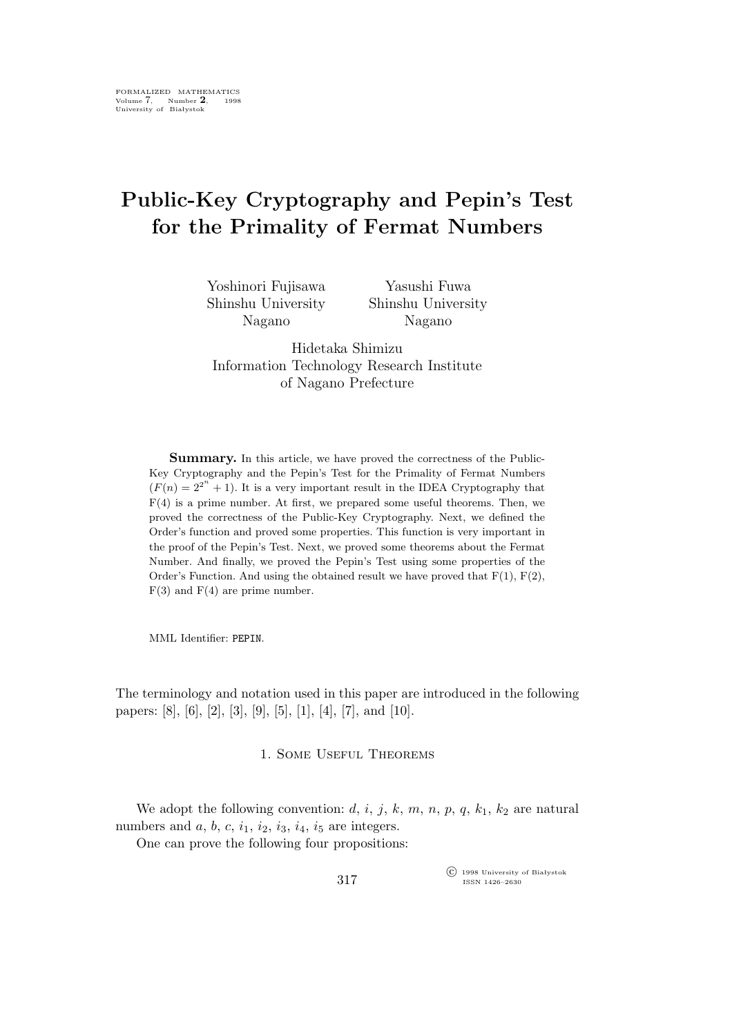# Public-Key Cryptography and Pepin's Test for the Primality of Fermat Numbers

Yoshinori Fujisawa
Shinshu University
Nagano

Yasushi Fuwa
Shinshu University
Nagano

Hidetaka Shimizu
Information Technology Research Institute
of Nagano Prefecture

**Summary.** In this article, we have proved the correctness of the Public-Key Cryptography and the Pepin's Test for the Primality of Fermat Numbers ($F(n) = 2^{2^n} + 1$). It is a very important result in the IDEA Cryptography that F(4) is a prime number. At first, we prepared some useful theorems. Then, we proved the correctness of the Public-Key Cryptography. Next, we defined the Order's function and proved some properties. This function is very important in the proof of the Pepin's Test. Next, we proved some theorems about the Fermat Number. And finally, we proved the Pepin's Test using some properties of the Order's Function. And using the obtained result we have proved that F(1), F(2), F(3) and F(4) are prime number.

MML Identifier: PEPIN.

The terminology and notation used in this paper are introduced in the following papers: [8], [6], [2], [3], [9], [5], [1], [4], [7], and [10].

## 1. Some Useful Theorems

We adopt the following convention: $d$, $i$, $j$, $k$, $m$, $n$, $p$, $q$, $k_1$, $k_2$ are natural numbers and $a$, $b$, $c$, $i_1$, $i_2$, $i_3$, $i_4$, $i_5$ are integers.

One can prove the following four propositions: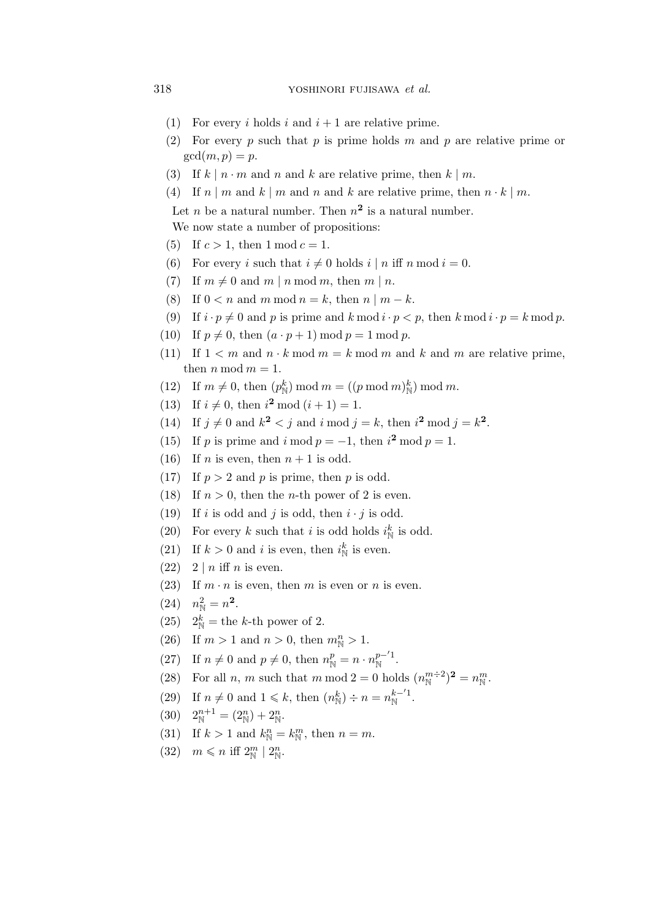(1) For every $i$ holds $i$ and $i+1$ are relative prime.

(2) For every $p$ such that $p$ is prime holds $m$ and $p$ are relative prime or $\gcd(m, p) = p$.

(3) If $k \mid n \cdot m$ and $n$ and $k$ are relative prime, then $k \mid m$.

(4) If $n \mid m$ and $k \mid m$ and $n$ and $k$ are relative prime, then $n \cdot k \mid m$.

Let $n$ be a natural number. Then $n^{\mathbf{2}}$ is a natural number.

We now state a number of propositions:

(5) If $c > 1$, then $1 \bmod c = 1$.

(6) For every $i$ such that $i \neq 0$ holds $i \mid n$ iff $n \bmod i = 0$.

(7) If $m \neq 0$ and $m \mid n \bmod m$, then $m \mid n$.

(8) If $0 < n$ and $m \bmod n = k$, then $n \mid m - k$.

(9) If $i \cdot p \neq 0$ and $p$ is prime and $k \bmod i \cdot p < p$, then $k \bmod i \cdot p = k \bmod p$.

(10) If $p \neq 0$, then $(a \cdot p + 1) \bmod p = 1 \bmod p$.

(11) If $1 < m$ and $n \cdot k \bmod m = k \bmod m$ and $k$ and $m$ are relative prime, then $n \bmod m = 1$.

(12) If $m \neq 0$, then $(p_{\mathbb{N}}^{k}) \bmod m = ((p \bmod m)_{\mathbb{N}}^{k}) \bmod m$.

(13) If $i \neq 0$, then $i^{\mathbf{2}} \bmod (i+1) = 1$.

(14) If $j \neq 0$ and $k^{\mathbf{2}} < j$ and $i \bmod j = k$, then $i^{\mathbf{2}} \bmod j = k^{\mathbf{2}}$.

(15) If $p$ is prime and $i \bmod p = -1$, then $i^{\mathbf{2}} \bmod p = 1$.

(16) If $n$ is even, then $n+1$ is odd.

(17) If $p > 2$ and $p$ is prime, then $p$ is odd.

(18) If $n > 0$, then the $n$-th power of 2 is even.

(19) If $i$ is odd and $j$ is odd, then $i \cdot j$ is odd.

(20) For every $k$ such that $i$ is odd holds $i_{\mathbb{N}}^{k}$ is odd.

(21) If $k > 0$ and $i$ is even, then $i_{\mathbb{N}}^{k}$ is even.

(22) $2 \mid n$ iff $n$ is even.

(23) If $m \cdot n$ is even, then $m$ is even or $n$ is even.

(24) $n_{\mathbb{N}}^{2} = n^{\mathbf{2}}$.

(25) $2_{\mathbb{N}}^{k} =$ the $k$-th power of 2.

(26) If $m > 1$ and $n > 0$, then $m_{\mathbb{N}}^{n} > 1$.

(27) If $n \neq 0$ and $p \neq 0$, then $n_{\mathbb{N}}^{p} = n \cdot n_{\mathbb{N}}^{p -' 1}$.

(28) For all $n$, $m$ such that $m \bmod 2 = 0$ holds $(n_{\mathbb{N}}^{m \div 2})^{\mathbf{2}} = n_{\mathbb{N}}^{m}$.

(29) If $n \neq 0$ and $1 \leqslant k$, then $(n_{\mathbb{N}}^{k}) \div n = n_{\mathbb{N}}^{k -' 1}$.

(30) $2_{\mathbb{N}}^{n+1} = (2_{\mathbb{N}}^{n}) + 2_{\mathbb{N}}^{n}$.

(31) If $k > 1$ and $k_{\mathbb{N}}^{n} = k_{\mathbb{N}}^{m}$, then $n = m$.

(32) $m \leqslant n$ iff $2_{\mathbb{N}}^{m} \mid 2_{\mathbb{N}}^{n}$.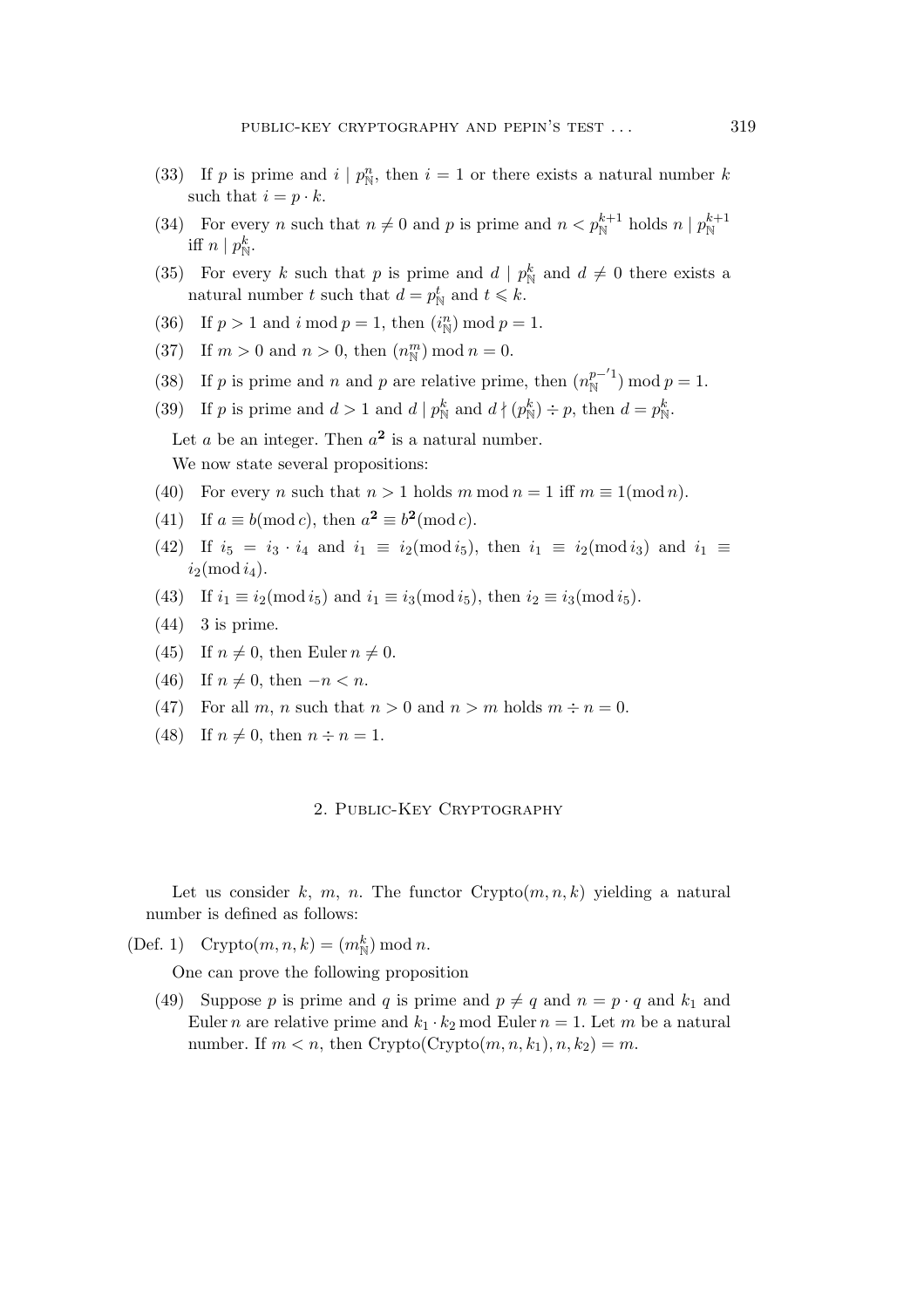(33) If $p$ is prime and $i \mid p_{\mathbb{N}}^{n}$, then $i = 1$ or there exists a natural number $k$ such that $i = p \cdot k$.

(34) For every $n$ such that $n \neq 0$ and $p$ is prime and $n < p_{\mathbb{N}}^{k+1}$ holds $n \mid p_{\mathbb{N}}^{k+1}$ iff $n \mid p_{\mathbb{N}}^{k}$.

(35) For every $k$ such that $p$ is prime and $d \mid p_{\mathbb{N}}^{k}$ and $d \neq 0$ there exists a natural number $t$ such that $d = p_{\mathbb{N}}^{t}$ and $t \leqslant k$.

(36) If $p > 1$ and $i \bmod p = 1$, then $(i_{\mathbb{N}}^{n}) \bmod p = 1$.

(37) If $m > 0$ and $n > 0$, then $(n_{\mathbb{N}}^{m}) \bmod n = 0$.

(38) If $p$ is prime and $n$ and $p$ are relative prime, then $(n_{\mathbb{N}}^{p-'1}) \bmod p = 1$.

(39) If $p$ is prime and $d > 1$ and $d \mid p_{\mathbb{N}}^{k}$ and $d \nmid (p_{\mathbb{N}}^{k}) \div p$, then $d = p_{\mathbb{N}}^{k}$.

Let $a$ be an integer. Then $a^{\mathbf{2}}$ is a natural number.

We now state several propositions:

(40) For every $n$ such that $n > 1$ holds $m \bmod n = 1$ iff $m \equiv 1 (\bmod\, n)$.

(41) If $a \equiv b (\bmod\, c)$, then $a^{\mathbf{2}} \equiv b^{\mathbf{2}} (\bmod\, c)$.

(42) If $i_5 = i_3 \cdot i_4$ and $i_1 \equiv i_2 (\bmod\, i_5)$, then $i_1 \equiv i_2 (\bmod\, i_3)$ and $i_1 \equiv i_2 (\bmod\, i_4)$.

(43) If $i_1 \equiv i_2 (\bmod\, i_5)$ and $i_1 \equiv i_3 (\bmod\, i_5)$, then $i_2 \equiv i_3 (\bmod\, i_5)$.

(44) 3 is prime.

(45) If $n \neq 0$, then $\mathrm{Euler}\, n \neq 0$.

(46) If $n \neq 0$, then $-n < n$.

(47) For all $m$, $n$ such that $n > 0$ and $n > m$ holds $m \div n = 0$.

(48) If $n \neq 0$, then $n \div n = 1$.

## 2. Public-Key Cryptography

Let us consider $k$, $m$, $n$. The functor $\mathrm{Crypto}(m, n, k)$ yielding a natural number is defined as follows:

(Def. 1) $\mathrm{Crypto}(m, n, k) = (m_{\mathbb{N}}^{k}) \bmod n$.

One can prove the following proposition

(49) Suppose $p$ is prime and $q$ is prime and $p \neq q$ and $n = p \cdot q$ and $k_1$ and $\mathrm{Euler}\, n$ are relative prime and $k_1 \cdot k_2 \bmod \mathrm{Euler}\, n = 1$. Let $m$ be a natural number. If $m < n$, then $\mathrm{Crypto}(\mathrm{Crypto}(m, n, k_1), n, k_2) = m$.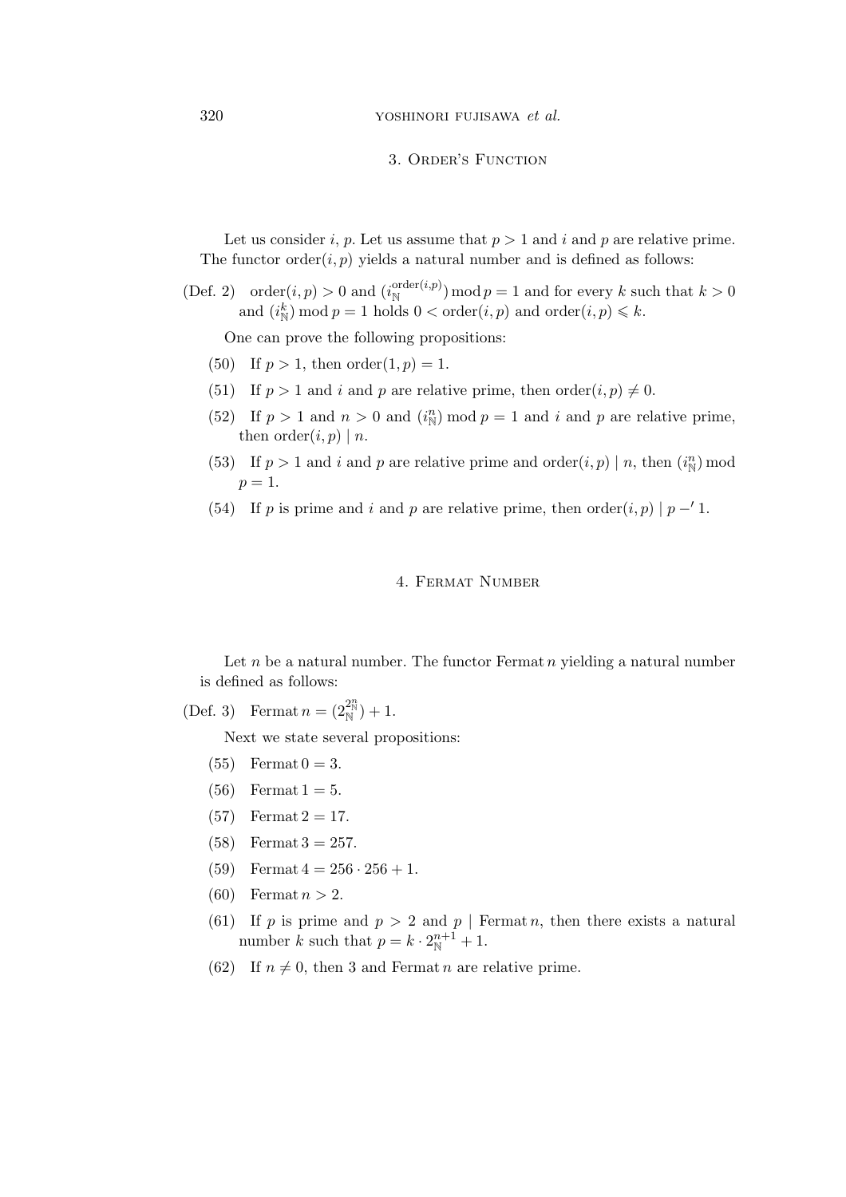## 3. Order's Function

Let us consider $i$, $p$. Let us assume that $p > 1$ and $i$ and $p$ are relative prime. The functor $\mathrm{order}(i, p)$ yields a natural number and is defined as follows:

(Def. 2) $\mathrm{order}(i, p) > 0$ and $(i_{\mathbb{N}}^{\mathrm{order}(i,p)}) \bmod p = 1$ and for every $k$ such that $k > 0$ and $(i_{\mathbb{N}}^{k}) \bmod p = 1$ holds $0 < \mathrm{order}(i, p)$ and $\mathrm{order}(i, p) \leqslant k$.

One can prove the following propositions:

(50) If $p > 1$, then $\mathrm{order}(1, p) = 1$.

(51) If $p > 1$ and $i$ and $p$ are relative prime, then $\mathrm{order}(i, p) \neq 0$.

(52) If $p > 1$ and $n > 0$ and $(i_{\mathbb{N}}^{n}) \bmod p = 1$ and $i$ and $p$ are relative prime, then $\mathrm{order}(i, p) \mid n$.

(53) If $p > 1$ and $i$ and $p$ are relative prime and $\mathrm{order}(i, p) \mid n$, then $(i_{\mathbb{N}}^{n}) \bmod p = 1$.

(54) If $p$ is prime and $i$ and $p$ are relative prime, then $\mathrm{order}(i, p) \mid p -' 1$.

## 4. Fermat Number

Let $n$ be a natural number. The functor $\mathrm{Fermat}\, n$ yielding a natural number is defined as follows:

(Def. 3) $\mathrm{Fermat}\, n = (2_{\mathbb{N}}^{2_{\mathbb{N}}^{n}}) + 1$.

Next we state several propositions:

(55) $\mathrm{Fermat}\, 0 = 3$.

(56) $\mathrm{Fermat}\, 1 = 5$.

(57) $\mathrm{Fermat}\, 2 = 17$.

(58) $\mathrm{Fermat}\, 3 = 257$.

(59) $\mathrm{Fermat}\, 4 = 256 \cdot 256 + 1$.

(60) $\mathrm{Fermat}\, n > 2$.

(61) If $p$ is prime and $p > 2$ and $p \mid \mathrm{Fermat}\, n$, then there exists a natural number $k$ such that $p = k \cdot 2_{\mathbb{N}}^{n+1} + 1$.

(62) If $n \neq 0$, then 3 and $\mathrm{Fermat}\, n$ are relative prime.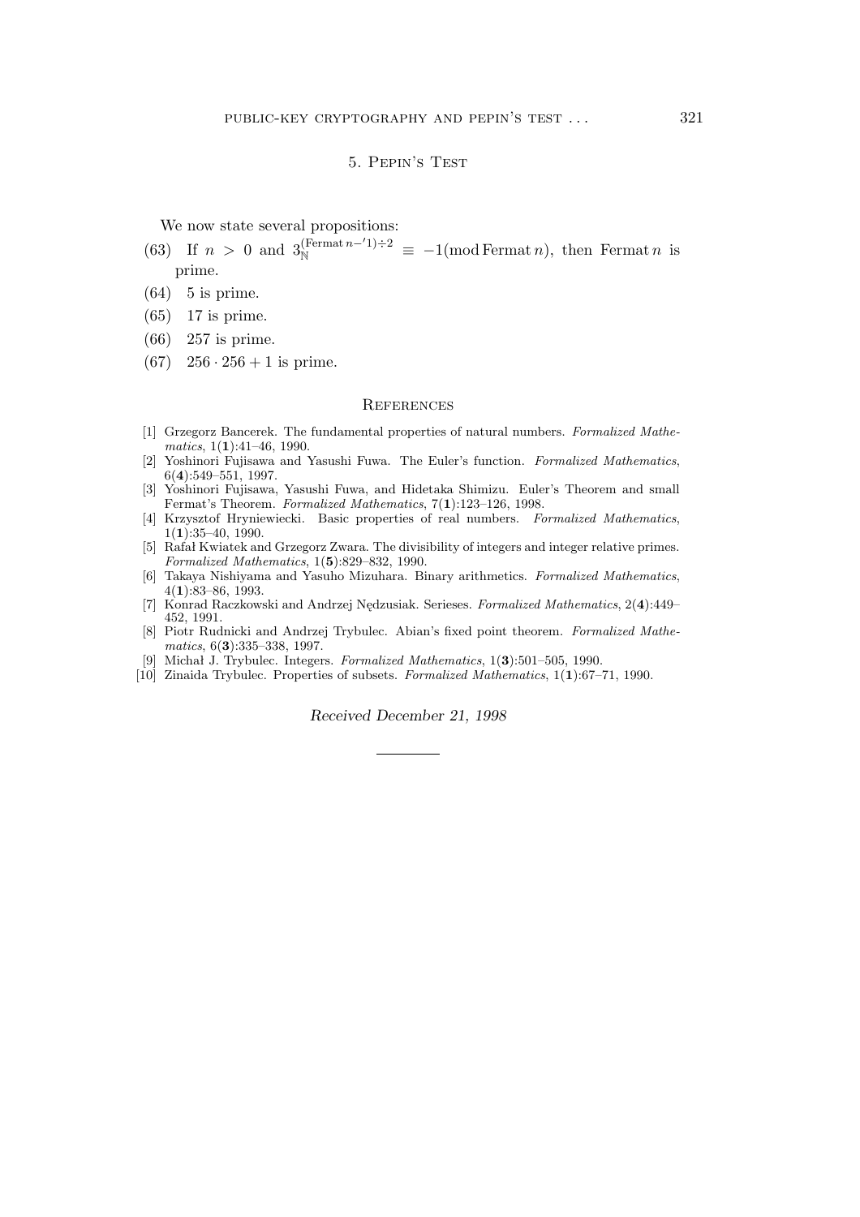## 5. Pepin's Test

We now state several propositions:

(63) If $n > 0$ and $3_{\mathbb{N}}^{(\mathrm{Fermat}\,n - '1) \div 2} \equiv -1 (\mathrm{mod}\,\mathrm{Fermat}\,n)$, then $\mathrm{Fermat}\,n$ is prime.

(64) 5 is prime.

(65) 17 is prime.

(66) 257 is prime.

(67) $256 \cdot 256 + 1$ is prime.

## References

[1] Grzegorz Bancerek. The fundamental properties of natural numbers. *Formalized Mathematics*, 1(**1**):41–46, 1990.

[2] Yoshinori Fujisawa and Yasushi Fuwa. The Euler's function. *Formalized Mathematics*, 6(**4**):549–551, 1997.

[3] Yoshinori Fujisawa, Yasushi Fuwa, and Hidetaka Shimizu. Euler's Theorem and small Fermat's Theorem. *Formalized Mathematics*, 7(**1**):123–126, 1998.

[4] Krzysztof Hryniewiecki. Basic properties of real numbers. *Formalized Mathematics*, 1(**1**):35–40, 1990.

[5] Rafał Kwiatek and Grzegorz Zwara. The divisibility of integers and integer relative primes. *Formalized Mathematics*, 1(**5**):829–832, 1990.

[6] Takaya Nishiyama and Yasuho Mizuhara. Binary arithmetics. *Formalized Mathematics*, 4(**1**):83–86, 1993.

[7] Konrad Raczkowski and Andrzej Nędzusiak. Serieses. *Formalized Mathematics*, 2(**4**):449–452, 1991.

[8] Piotr Rudnicki and Andrzej Trybulec. Abian's fixed point theorem. *Formalized Mathematics*, 6(**3**):335–338, 1997.

[9] Michał J. Trybulec. Integers. *Formalized Mathematics*, 1(**3**):501–505, 1990.

[10] Zinaida Trybulec. Properties of subsets. *Formalized Mathematics*, 1(**1**):67–71, 1990.

*Received December 21, 1998*